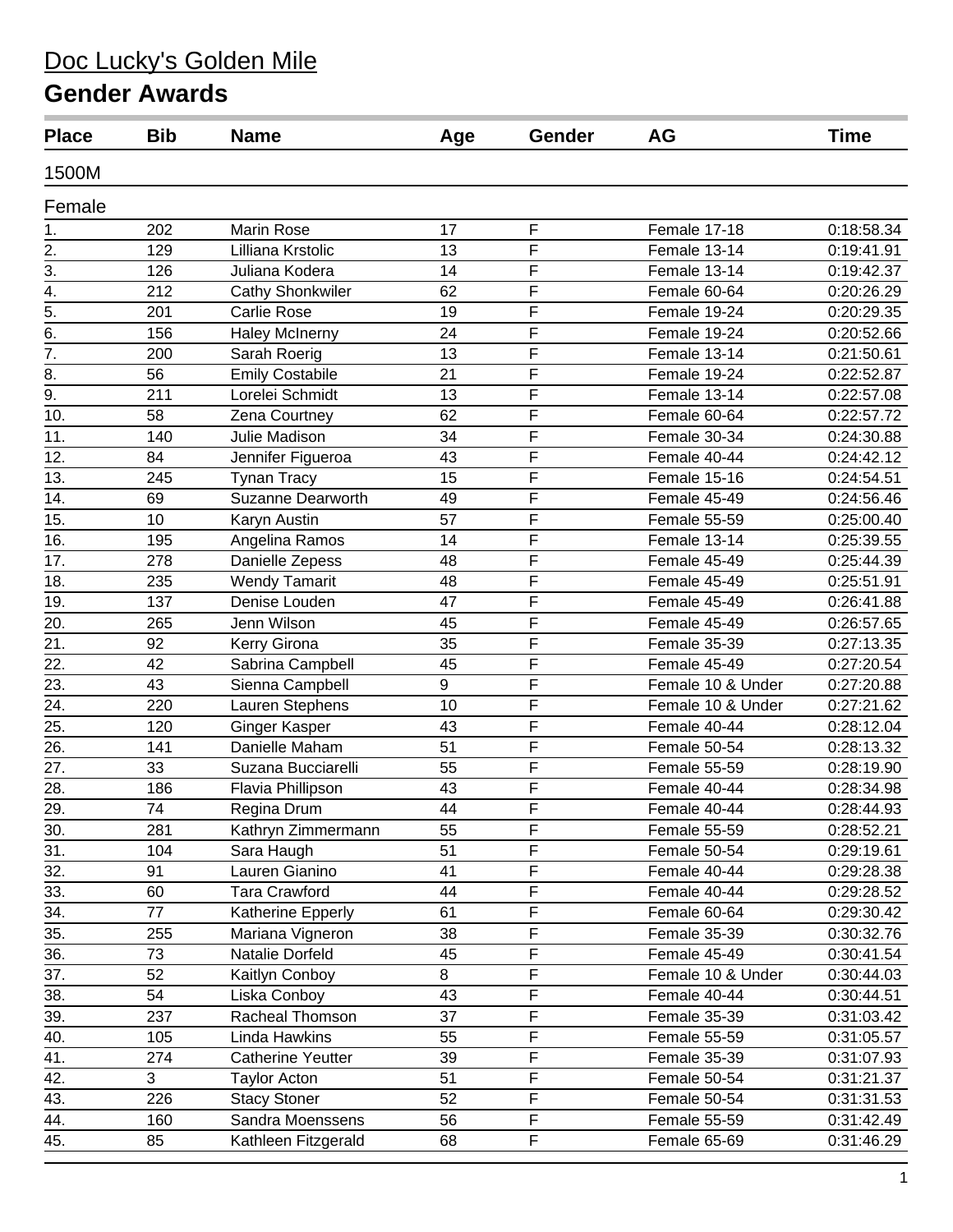# Doc Lucky's Golden Mile

## Gender Awards

| Place | Bib | Name | Age | Gender | AG | Time |
|---|---|---|---|---|---|---|
| **1500M** | | | | | | |
| **Female** | | | | | | |
| 1. | 202 | Marin Rose | 17 | F | Female 17-18 | 0:18:58.34 |
| 2. | 129 | Lilliana Krstolic | 13 | F | Female 13-14 | 0:19:41.91 |
| 3. | 126 | Juliana Kodera | 14 | F | Female 13-14 | 0:19:42.37 |
| 4. | 212 | Cathy Shonkwiler | 62 | F | Female 60-64 | 0:20:26.29 |
| 5. | 201 | Carlie Rose | 19 | F | Female 19-24 | 0:20:29.35 |
| 6. | 156 | Haley McInerny | 24 | F | Female 19-24 | 0:20:52.66 |
| 7. | 200 | Sarah Roerig | 13 | F | Female 13-14 | 0:21:50.61 |
| 8. | 56 | Emily Costabile | 21 | F | Female 19-24 | 0:22:52.87 |
| 9. | 211 | Lorelei Schmidt | 13 | F | Female 13-14 | 0:22:57.08 |
| 10. | 58 | Zena Courtney | 62 | F | Female 60-64 | 0:22:57.72 |
| 11. | 140 | Julie Madison | 34 | F | Female 30-34 | 0:24:30.88 |
| 12. | 84 | Jennifer Figueroa | 43 | F | Female 40-44 | 0:24:42.12 |
| 13. | 245 | Tynan Tracy | 15 | F | Female 15-16 | 0:24:54.51 |
| 14. | 69 | Suzanne Dearworth | 49 | F | Female 45-49 | 0:24:56.46 |
| 15. | 10 | Karyn Austin | 57 | F | Female 55-59 | 0:25:00.40 |
| 16. | 195 | Angelina Ramos | 14 | F | Female 13-14 | 0:25:39.55 |
| 17. | 278 | Danielle Zepess | 48 | F | Female 45-49 | 0:25:44.39 |
| 18. | 235 | Wendy Tamarit | 48 | F | Female 45-49 | 0:25:51.91 |
| 19. | 137 | Denise Louden | 47 | F | Female 45-49 | 0:26:41.88 |
| 20. | 265 | Jenn Wilson | 45 | F | Female 45-49 | 0:26:57.65 |
| 21. | 92 | Kerry Girona | 35 | F | Female 35-39 | 0:27:13.35 |
| 22. | 42 | Sabrina Campbell | 45 | F | Female 45-49 | 0:27:20.54 |
| 23. | 43 | Sienna Campbell | 9 | F | Female 10 & Under | 0:27:20.88 |
| 24. | 220 | Lauren Stephens | 10 | F | Female 10 & Under | 0:27:21.62 |
| 25. | 120 | Ginger Kasper | 43 | F | Female 40-44 | 0:28:12.04 |
| 26. | 141 | Danielle Maham | 51 | F | Female 50-54 | 0:28:13.32 |
| 27. | 33 | Suzana Bucciarelli | 55 | F | Female 55-59 | 0:28:19.90 |
| 28. | 186 | Flavia Phillipson | 43 | F | Female 40-44 | 0:28:34.98 |
| 29. | 74 | Regina Drum | 44 | F | Female 40-44 | 0:28:44.93 |
| 30. | 281 | Kathryn Zimmermann | 55 | F | Female 55-59 | 0:28:52.21 |
| 31. | 104 | Sara Haugh | 51 | F | Female 50-54 | 0:29:19.61 |
| 32. | 91 | Lauren Gianino | 41 | F | Female 40-44 | 0:29:28.38 |
| 33. | 60 | Tara Crawford | 44 | F | Female 40-44 | 0:29:28.52 |
| 34. | 77 | Katherine Epperly | 61 | F | Female 60-64 | 0:29:30.42 |
| 35. | 255 | Mariana Vigneron | 38 | F | Female 35-39 | 0:30:32.76 |
| 36. | 73 | Natalie Dorfeld | 45 | F | Female 45-49 | 0:30:41.54 |
| 37. | 52 | Kaitlyn Conboy | 8 | F | Female 10 & Under | 0:30:44.03 |
| 38. | 54 | Liska Conboy | 43 | F | Female 40-44 | 0:30:44.51 |
| 39. | 237 | Racheal Thomson | 37 | F | Female 35-39 | 0:31:03.42 |
| 40. | 105 | Linda Hawkins | 55 | F | Female 55-59 | 0:31:05.57 |
| 41. | 274 | Catherine Yeutter | 39 | F | Female 35-39 | 0:31:07.93 |
| 42. | 3 | Taylor Acton | 51 | F | Female 50-54 | 0:31:21.37 |
| 43. | 226 | Stacy Stoner | 52 | F | Female 50-54 | 0:31:31.53 |
| 44. | 160 | Sandra Moenssens | 56 | F | Female 55-59 | 0:31:42.49 |
| 45. | 85 | Kathleen Fitzgerald | 68 | F | Female 65-69 | 0:31:46.29 |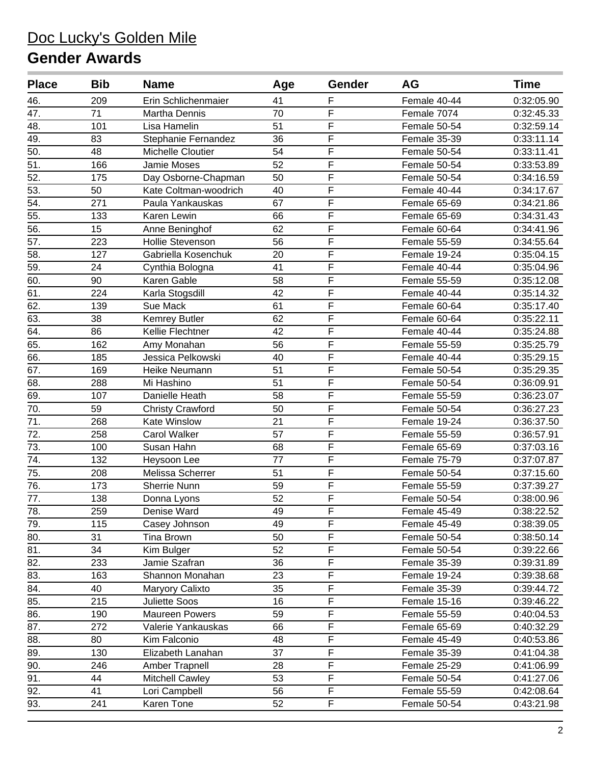# Doc Lucky's Golden Mile

## Gender Awards

| Place | Bib | Name | Age | Gender | AG | Time |
|---|---|---|---|---|---|---|
| 46. | 209 | Erin Schlichenmaier | 41 | F | Female 40-44 | 0:32:05.90 |
| 47. | 71 | Martha Dennis | 70 | F | Female 7074 | 0:32:45.33 |
| 48. | 101 | Lisa Hamelin | 51 | F | Female 50-54 | 0:32:59.14 |
| 49. | 83 | Stephanie Fernandez | 36 | F | Female 35-39 | 0:33:11.14 |
| 50. | 48 | Michelle Cloutier | 54 | F | Female 50-54 | 0:33:11.41 |
| 51. | 166 | Jamie Moses | 52 | F | Female 50-54 | 0:33:53.89 |
| 52. | 175 | Day Osborne-Chapman | 50 | F | Female 50-54 | 0:34:16.59 |
| 53. | 50 | Kate Coltman-woodrich | 40 | F | Female 40-44 | 0:34:17.67 |
| 54. | 271 | Paula Yankauskas | 67 | F | Female 65-69 | 0:34:21.86 |
| 55. | 133 | Karen Lewin | 66 | F | Female 65-69 | 0:34:31.43 |
| 56. | 15 | Anne Beninghof | 62 | F | Female 60-64 | 0:34:41.96 |
| 57. | 223 | Hollie Stevenson | 56 | F | Female 55-59 | 0:34:55.64 |
| 58. | 127 | Gabriella Kosenchuk | 20 | F | Female 19-24 | 0:35:04.15 |
| 59. | 24 | Cynthia Bologna | 41 | F | Female 40-44 | 0:35:04.96 |
| 60. | 90 | Karen Gable | 58 | F | Female 55-59 | 0:35:12.08 |
| 61. | 224 | Karla Stogsdill | 42 | F | Female 40-44 | 0:35:14.32 |
| 62. | 139 | Sue Mack | 61 | F | Female 60-64 | 0:35:17.40 |
| 63. | 38 | Kemrey Butler | 62 | F | Female 60-64 | 0:35:22.11 |
| 64. | 86 | Kellie Flechtner | 42 | F | Female 40-44 | 0:35:24.88 |
| 65. | 162 | Amy Monahan | 56 | F | Female 55-59 | 0:35:25.79 |
| 66. | 185 | Jessica Pelkowski | 40 | F | Female 40-44 | 0:35:29.15 |
| 67. | 169 | Heike Neumann | 51 | F | Female 50-54 | 0:35:29.35 |
| 68. | 288 | Mi Hashino | 51 | F | Female 50-54 | 0:36:09.91 |
| 69. | 107 | Danielle Heath | 58 | F | Female 55-59 | 0:36:23.07 |
| 70. | 59 | Christy Crawford | 50 | F | Female 50-54 | 0:36:27.23 |
| 71. | 268 | Kate Winslow | 21 | F | Female 19-24 | 0:36:37.50 |
| 72. | 258 | Carol Walker | 57 | F | Female 55-59 | 0:36:57.91 |
| 73. | 100 | Susan Hahn | 68 | F | Female 65-69 | 0:37:03.16 |
| 74. | 132 | Heysoon Lee | 77 | F | Female 75-79 | 0:37:07.87 |
| 75. | 208 | Melissa Scherrer | 51 | F | Female 50-54 | 0:37:15.60 |
| 76. | 173 | Sherrie Nunn | 59 | F | Female 55-59 | 0:37:39.27 |
| 77. | 138 | Donna Lyons | 52 | F | Female 50-54 | 0:38:00.96 |
| 78. | 259 | Denise Ward | 49 | F | Female 45-49 | 0:38:22.52 |
| 79. | 115 | Casey Johnson | 49 | F | Female 45-49 | 0:38:39.05 |
| 80. | 31 | Tina Brown | 50 | F | Female 50-54 | 0:38:50.14 |
| 81. | 34 | Kim Bulger | 52 | F | Female 50-54 | 0:39:22.66 |
| 82. | 233 | Jamie Szafran | 36 | F | Female 35-39 | 0:39:31.89 |
| 83. | 163 | Shannon Monahan | 23 | F | Female 19-24 | 0:39:38.68 |
| 84. | 40 | Maryory Calixto | 35 | F | Female 35-39 | 0:39:44.72 |
| 85. | 215 | Juliette Soos | 16 | F | Female 15-16 | 0:39:46.22 |
| 86. | 190 | Maureen Powers | 59 | F | Female 55-59 | 0:40:04.53 |
| 87. | 272 | Valerie Yankauskas | 66 | F | Female 65-69 | 0:40:32.29 |
| 88. | 80 | Kim Falconio | 48 | F | Female 45-49 | 0:40:53.86 |
| 89. | 130 | Elizabeth Lanahan | 37 | F | Female 35-39 | 0:41:04.38 |
| 90. | 246 | Amber Trapnell | 28 | F | Female 25-29 | 0:41:06.99 |
| 91. | 44 | Mitchell Cawley | 53 | F | Female 50-54 | 0:41:27.06 |
| 92. | 41 | Lori Campbell | 56 | F | Female 55-59 | 0:42:08.64 |
| 93. | 241 | Karen Tone | 52 | F | Female 50-54 | 0:43:21.98 |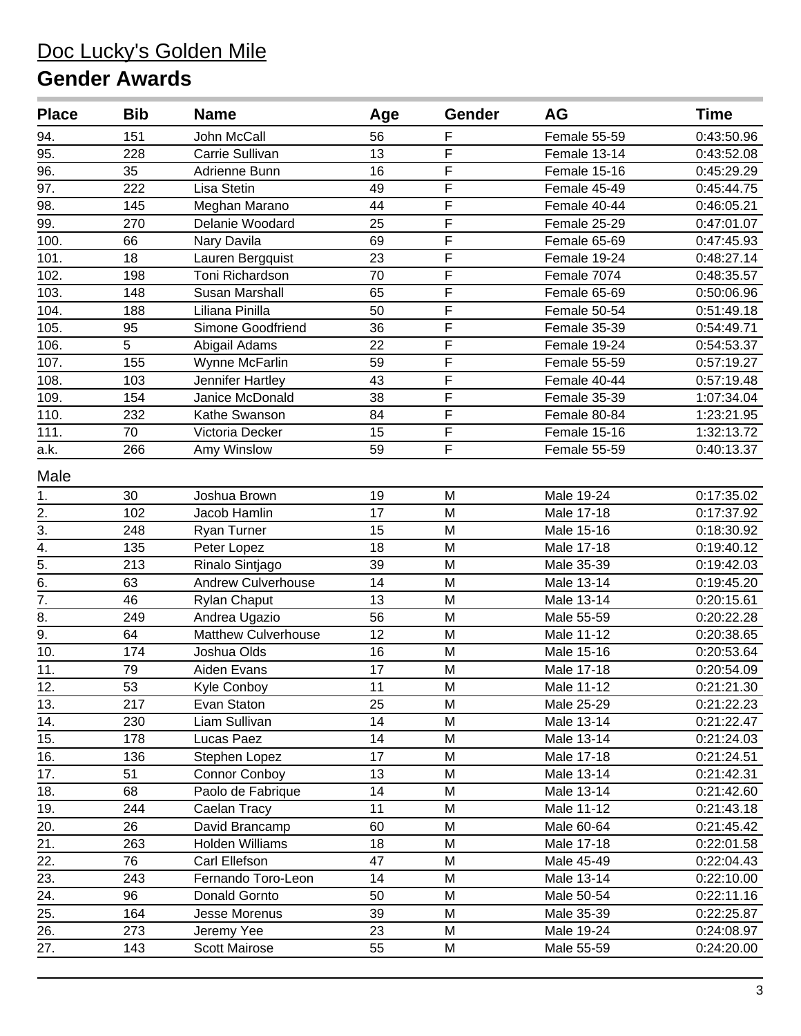# Doc Lucky's Golden Mile

## Gender Awards

| Place | Bib | Name | Age | Gender | AG | Time |
| --- | --- | --- | --- | --- | --- | --- |
| 94. | 151 | John McCall | 56 | F | Female 55-59 | 0:43:50.96 |
| 95. | 228 | Carrie Sullivan | 13 | F | Female 13-14 | 0:43:52.08 |
| 96. | 35 | Adrienne Bunn | 16 | F | Female 15-16 | 0:45:29.29 |
| 97. | 222 | Lisa Stetin | 49 | F | Female 45-49 | 0:45:44.75 |
| 98. | 145 | Meghan Marano | 44 | F | Female 40-44 | 0:46:05.21 |
| 99. | 270 | Delanie Woodard | 25 | F | Female 25-29 | 0:47:01.07 |
| 100. | 66 | Nary Davila | 69 | F | Female 65-69 | 0:47:45.93 |
| 101. | 18 | Lauren Bergquist | 23 | F | Female 19-24 | 0:48:27.14 |
| 102. | 198 | Toni Richardson | 70 | F | Female 7074 | 0:48:35.57 |
| 103. | 148 | Susan Marshall | 65 | F | Female 65-69 | 0:50:06.96 |
| 104. | 188 | Liliana Pinilla | 50 | F | Female 50-54 | 0:51:49.18 |
| 105. | 95 | Simone Goodfriend | 36 | F | Female 35-39 | 0:54:49.71 |
| 106. | 5 | Abigail Adams | 22 | F | Female 19-24 | 0:54:53.37 |
| 107. | 155 | Wynne McFarlin | 59 | F | Female 55-59 | 0:57:19.27 |
| 108. | 103 | Jennifer Hartley | 43 | F | Female 40-44 | 0:57:19.48 |
| 109. | 154 | Janice McDonald | 38 | F | Female 35-39 | 1:07:34.04 |
| 110. | 232 | Kathe Swanson | 84 | F | Female 80-84 | 1:23:21.95 |
| 111. | 70 | Victoria Decker | 15 | F | Female 15-16 | 1:32:13.72 |
| a.k. | 266 | Amy Winslow | 59 | F | Female 55-59 | 0:40:13.37 |

Male

| Place | Bib | Name | Age | Gender | AG | Time |
| --- | --- | --- | --- | --- | --- | --- |
| 1. | 30 | Joshua Brown | 19 | M | Male 19-24 | 0:17:35.02 |
| 2. | 102 | Jacob Hamlin | 17 | M | Male 17-18 | 0:17:37.92 |
| 3. | 248 | Ryan Turner | 15 | M | Male 15-16 | 0:18:30.92 |
| 4. | 135 | Peter Lopez | 18 | M | Male 17-18 | 0:19:40.12 |
| 5. | 213 | Rinalo Sintjago | 39 | M | Male 35-39 | 0:19:42.03 |
| 6. | 63 | Andrew Culverhouse | 14 | M | Male 13-14 | 0:19:45.20 |
| 7. | 46 | Rylan Chaput | 13 | M | Male 13-14 | 0:20:15.61 |
| 8. | 249 | Andrea Ugazio | 56 | M | Male 55-59 | 0:20:22.28 |
| 9. | 64 | Matthew Culverhouse | 12 | M | Male 11-12 | 0:20:38.65 |
| 10. | 174 | Joshua Olds | 16 | M | Male 15-16 | 0:20:53.64 |
| 11. | 79 | Aiden Evans | 17 | M | Male 17-18 | 0:20:54.09 |
| 12. | 53 | Kyle Conboy | 11 | M | Male 11-12 | 0:21:21.30 |
| 13. | 217 | Evan Staton | 25 | M | Male 25-29 | 0:21:22.23 |
| 14. | 230 | Liam Sullivan | 14 | M | Male 13-14 | 0:21:22.47 |
| 15. | 178 | Lucas Paez | 14 | M | Male 13-14 | 0:21:24.03 |
| 16. | 136 | Stephen Lopez | 17 | M | Male 17-18 | 0:21:24.51 |
| 17. | 51 | Connor Conboy | 13 | M | Male 13-14 | 0:21:42.31 |
| 18. | 68 | Paolo de Fabrique | 14 | M | Male 13-14 | 0:21:42.60 |
| 19. | 244 | Caelan Tracy | 11 | M | Male 11-12 | 0:21:43.18 |
| 20. | 26 | David Brancamp | 60 | M | Male 60-64 | 0:21:45.42 |
| 21. | 263 | Holden Williams | 18 | M | Male 17-18 | 0:22:01.58 |
| 22. | 76 | Carl Ellefson | 47 | M | Male 45-49 | 0:22:04.43 |
| 23. | 243 | Fernando Toro-Leon | 14 | M | Male 13-14 | 0:22:10.00 |
| 24. | 96 | Donald Gornto | 50 | M | Male 50-54 | 0:22:11.16 |
| 25. | 164 | Jesse Morenus | 39 | M | Male 35-39 | 0:22:25.87 |
| 26. | 273 | Jeremy Yee | 23 | M | Male 19-24 | 0:24:08.97 |
| 27. | 143 | Scott Mairose | 55 | M | Male 55-59 | 0:24:20.00 |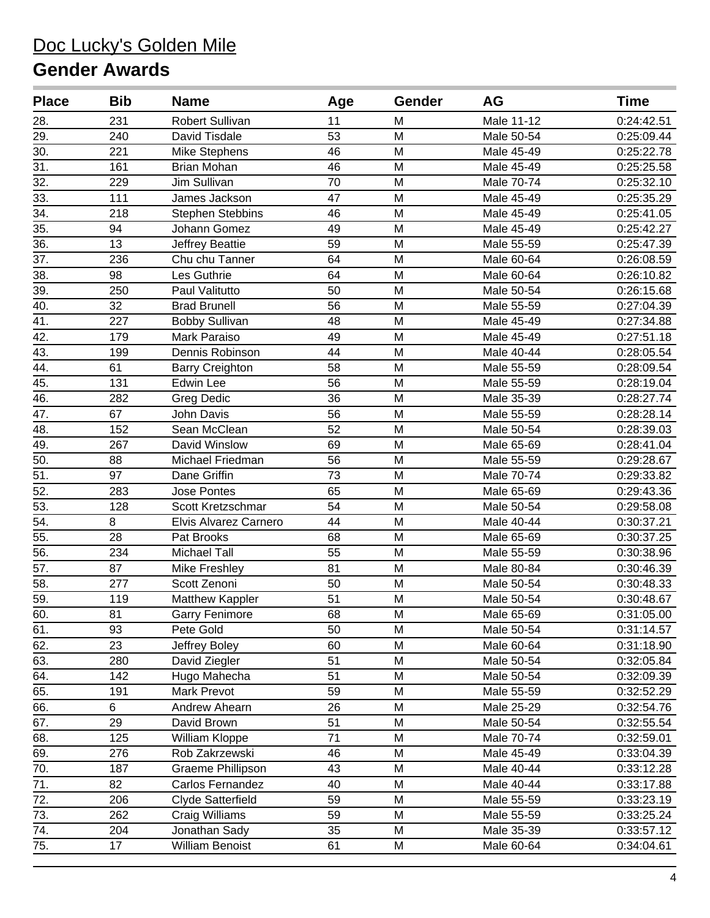# Doc Lucky's Golden Mile

## Gender Awards

| Place | Bib | Name | Age | Gender | AG | Time |
|---|---|---|---|---|---|---|
| 28. | 231 | Robert Sullivan | 11 | M | Male 11-12 | 0:24:42.51 |
| 29. | 240 | David Tisdale | 53 | M | Male 50-54 | 0:25:09.44 |
| 30. | 221 | Mike Stephens | 46 | M | Male 45-49 | 0:25:22.78 |
| 31. | 161 | Brian Mohan | 46 | M | Male 45-49 | 0:25:25.58 |
| 32. | 229 | Jim Sullivan | 70 | M | Male 70-74 | 0:25:32.10 |
| 33. | 111 | James Jackson | 47 | M | Male 45-49 | 0:25:35.29 |
| 34. | 218 | Stephen Stebbins | 46 | M | Male 45-49 | 0:25:41.05 |
| 35. | 94 | Johann Gomez | 49 | M | Male 45-49 | 0:25:42.27 |
| 36. | 13 | Jeffrey Beattie | 59 | M | Male 55-59 | 0:25:47.39 |
| 37. | 236 | Chu chu Tanner | 64 | M | Male 60-64 | 0:26:08.59 |
| 38. | 98 | Les Guthrie | 64 | M | Male 60-64 | 0:26:10.82 |
| 39. | 250 | Paul Valitutto | 50 | M | Male 50-54 | 0:26:15.68 |
| 40. | 32 | Brad Brunell | 56 | M | Male 55-59 | 0:27:04.39 |
| 41. | 227 | Bobby Sullivan | 48 | M | Male 45-49 | 0:27:34.88 |
| 42. | 179 | Mark Paraiso | 49 | M | Male 45-49 | 0:27:51.18 |
| 43. | 199 | Dennis Robinson | 44 | M | Male 40-44 | 0:28:05.54 |
| 44. | 61 | Barry Creighton | 58 | M | Male 55-59 | 0:28:09.54 |
| 45. | 131 | Edwin Lee | 56 | M | Male 55-59 | 0:28:19.04 |
| 46. | 282 | Greg Dedic | 36 | M | Male 35-39 | 0:28:27.74 |
| 47. | 67 | John Davis | 56 | M | Male 55-59 | 0:28:28.14 |
| 48. | 152 | Sean McClean | 52 | M | Male 50-54 | 0:28:39.03 |
| 49. | 267 | David Winslow | 69 | M | Male 65-69 | 0:28:41.04 |
| 50. | 88 | Michael Friedman | 56 | M | Male 55-59 | 0:29:28.67 |
| 51. | 97 | Dane Griffin | 73 | M | Male 70-74 | 0:29:33.82 |
| 52. | 283 | Jose Pontes | 65 | M | Male 65-69 | 0:29:43.36 |
| 53. | 128 | Scott Kretzschmar | 54 | M | Male 50-54 | 0:29:58.08 |
| 54. | 8 | Elvis Alvarez Carnero | 44 | M | Male 40-44 | 0:30:37.21 |
| 55. | 28 | Pat Brooks | 68 | M | Male 65-69 | 0:30:37.25 |
| 56. | 234 | Michael Tall | 55 | M | Male 55-59 | 0:30:38.96 |
| 57. | 87 | Mike Freshley | 81 | M | Male 80-84 | 0:30:46.39 |
| 58. | 277 | Scott Zenoni | 50 | M | Male 50-54 | 0:30:48.33 |
| 59. | 119 | Matthew Kappler | 51 | M | Male 50-54 | 0:30:48.67 |
| 60. | 81 | Garry Fenimore | 68 | M | Male 65-69 | 0:31:05.00 |
| 61. | 93 | Pete Gold | 50 | M | Male 50-54 | 0:31:14.57 |
| 62. | 23 | Jeffrey Boley | 60 | M | Male 60-64 | 0:31:18.90 |
| 63. | 280 | David Ziegler | 51 | M | Male 50-54 | 0:32:05.84 |
| 64. | 142 | Hugo Mahecha | 51 | M | Male 50-54 | 0:32:09.39 |
| 65. | 191 | Mark Prevot | 59 | M | Male 55-59 | 0:32:52.29 |
| 66. | 6 | Andrew Ahearn | 26 | M | Male 25-29 | 0:32:54.76 |
| 67. | 29 | David Brown | 51 | M | Male 50-54 | 0:32:55.54 |
| 68. | 125 | William Kloppe | 71 | M | Male 70-74 | 0:32:59.01 |
| 69. | 276 | Rob Zakrzewski | 46 | M | Male 45-49 | 0:33:04.39 |
| 70. | 187 | Graeme Phillipson | 43 | M | Male 40-44 | 0:33:12.28 |
| 71. | 82 | Carlos Fernandez | 40 | M | Male 40-44 | 0:33:17.88 |
| 72. | 206 | Clyde Satterfield | 59 | M | Male 55-59 | 0:33:23.19 |
| 73. | 262 | Craig Williams | 59 | M | Male 55-59 | 0:33:25.24 |
| 74. | 204 | Jonathan Sady | 35 | M | Male 35-39 | 0:33:57.12 |
| 75. | 17 | William Benoist | 61 | M | Male 60-64 | 0:34:04.61 |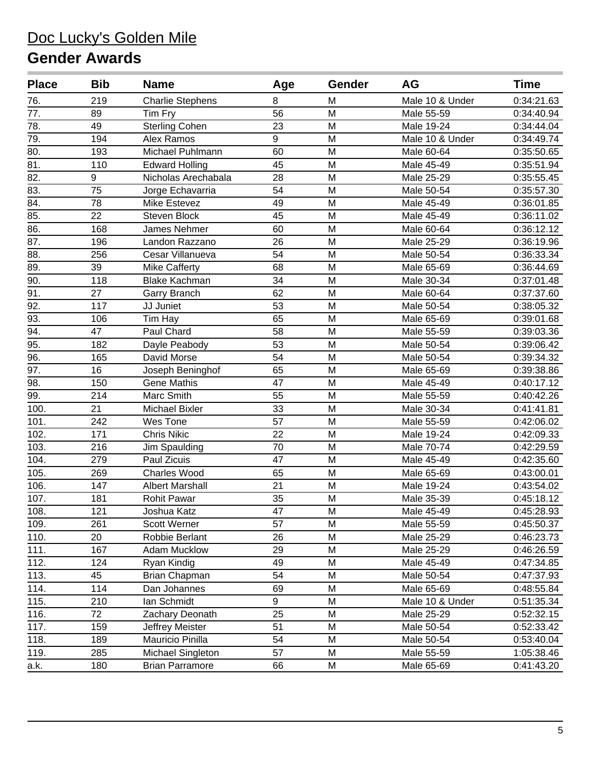Doc Lucky's Golden Mile

## Gender Awards

| Place | Bib | Name | Age | Gender | AG | Time |
|---|---|---|---|---|---|---|
| 76. | 219 | Charlie Stephens | 8 | M | Male 10 & Under | 0:34:21.63 |
| 77. | 89 | Tim Fry | 56 | M | Male 55-59 | 0:34:40.94 |
| 78. | 49 | Sterling Cohen | 23 | M | Male 19-24 | 0:34:44.04 |
| 79. | 194 | Alex Ramos | 9 | M | Male 10 & Under | 0:34:49.74 |
| 80. | 193 | Michael Puhlmann | 60 | M | Male 60-64 | 0:35:50.65 |
| 81. | 110 | Edward Holling | 45 | M | Male 45-49 | 0:35:51.94 |
| 82. | 9 | Nicholas Arechabala | 28 | M | Male 25-29 | 0:35:55.45 |
| 83. | 75 | Jorge Echavarria | 54 | M | Male 50-54 | 0:35:57.30 |
| 84. | 78 | Mike Estevez | 49 | M | Male 45-49 | 0:36:01.85 |
| 85. | 22 | Steven Block | 45 | M | Male 45-49 | 0:36:11.02 |
| 86. | 168 | James Nehmer | 60 | M | Male 60-64 | 0:36:12.12 |
| 87. | 196 | Landon Razzano | 26 | M | Male 25-29 | 0:36:19.96 |
| 88. | 256 | Cesar Villanueva | 54 | M | Male 50-54 | 0:36:33.34 |
| 89. | 39 | Mike Cafferty | 68 | M | Male 65-69 | 0:36:44.69 |
| 90. | 118 | Blake Kachman | 34 | M | Male 30-34 | 0:37:01.48 |
| 91. | 27 | Garry Branch | 62 | M | Male 60-64 | 0:37:37.60 |
| 92. | 117 | JJ Juniet | 53 | M | Male 50-54 | 0:38:05.32 |
| 93. | 106 | Tim Hay | 65 | M | Male 65-69 | 0:39:01.68 |
| 94. | 47 | Paul Chard | 58 | M | Male 55-59 | 0:39:03.36 |
| 95. | 182 | Dayle Peabody | 53 | M | Male 50-54 | 0:39:06.42 |
| 96. | 165 | David Morse | 54 | M | Male 50-54 | 0:39:34.32 |
| 97. | 16 | Joseph Beninghof | 65 | M | Male 65-69 | 0:39:38.86 |
| 98. | 150 | Gene Mathis | 47 | M | Male 45-49 | 0:40:17.12 |
| 99. | 214 | Marc Smith | 55 | M | Male 55-59 | 0:40:42.26 |
| 100. | 21 | Michael Bixler | 33 | M | Male 30-34 | 0:41:41.81 |
| 101. | 242 | Wes Tone | 57 | M | Male 55-59 | 0:42:06.02 |
| 102. | 171 | Chris Nikic | 22 | M | Male 19-24 | 0:42:09.33 |
| 103. | 216 | Jim Spaulding | 70 | M | Male 70-74 | 0:42:29.59 |
| 104. | 279 | Paul Zicuis | 47 | M | Male 45-49 | 0:42:35.60 |
| 105. | 269 | Charles Wood | 65 | M | Male 65-69 | 0:43:00.01 |
| 106. | 147 | Albert Marshall | 21 | M | Male 19-24 | 0:43:54.02 |
| 107. | 181 | Rohit Pawar | 35 | M | Male 35-39 | 0:45:18.12 |
| 108. | 121 | Joshua Katz | 47 | M | Male 45-49 | 0:45:28.93 |
| 109. | 261 | Scott Werner | 57 | M | Male 55-59 | 0:45:50.37 |
| 110. | 20 | Robbie Berlant | 26 | M | Male 25-29 | 0:46:23.73 |
| 111. | 167 | Adam Mucklow | 29 | M | Male 25-29 | 0:46:26.59 |
| 112. | 124 | Ryan Kindig | 49 | M | Male 45-49 | 0:47:34.85 |
| 113. | 45 | Brian Chapman | 54 | M | Male 50-54 | 0:47:37.93 |
| 114. | 114 | Dan Johannes | 69 | M | Male 65-69 | 0:48:55.84 |
| 115. | 210 | Ian Schmidt | 9 | M | Male 10 & Under | 0:51:35.34 |
| 116. | 72 | Zachary Deonath | 25 | M | Male 25-29 | 0:52:32.15 |
| 117. | 159 | Jeffrey Meister | 51 | M | Male 50-54 | 0:52:33.42 |
| 118. | 189 | Mauricio Pinilla | 54 | M | Male 50-54 | 0:53:40.04 |
| 119. | 285 | Michael Singleton | 57 | M | Male 55-59 | 1:05:38.46 |
| a.k. | 180 | Brian Parramore | 66 | M | Male 65-69 | 0:41:43.20 |